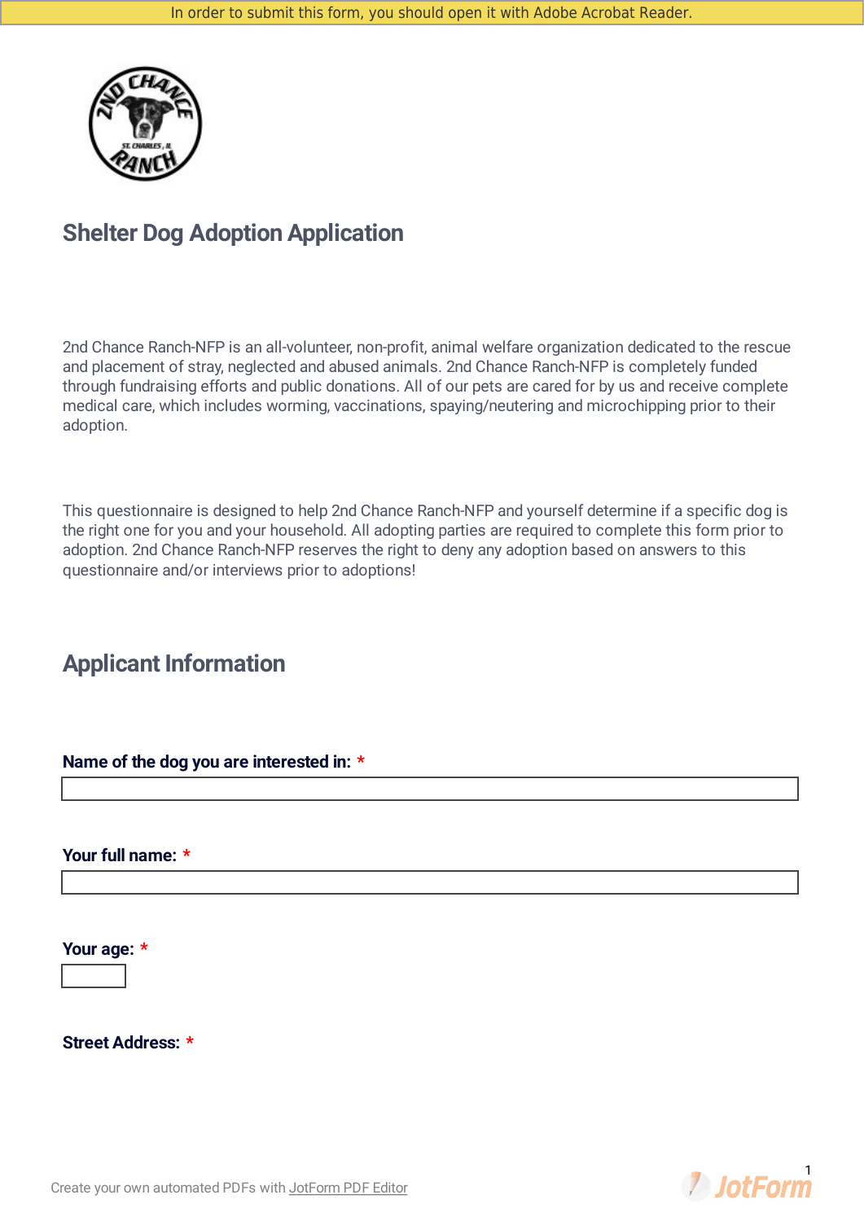In order to submit this form, you should open it with Adobe Acrobat Reader.

# Shelter Dog Adoption Application

2nd Chance Ranch-NFP is an all-volunteer, non-profit, animal welfare organization dedicated to the rescue and placement of stray, neglected and abused animals. 2nd Chance Ranch-NFP is completely funded through fundraising efforts and public donations. All of our pets are cared for by us and receive complete medical care, which includes worming, vaccinations, spaying/neutering and microchipping prior to their adoption.

This questionnaire is designed to help 2nd Chance Ranch-NFP and yourself determine if a specific dog is the right one for you and your household. All adopting parties are required to complete this form prior to adoption. 2nd Chance Ranch-NFP reserves the right to deny any adoption based on answers to this questionnaire and/or interviews prior to adoptions!

## Applicant Information

**Name of the dog you are interested in:** *

**Your full name:** *

**Your age:** *

**Street Address:** *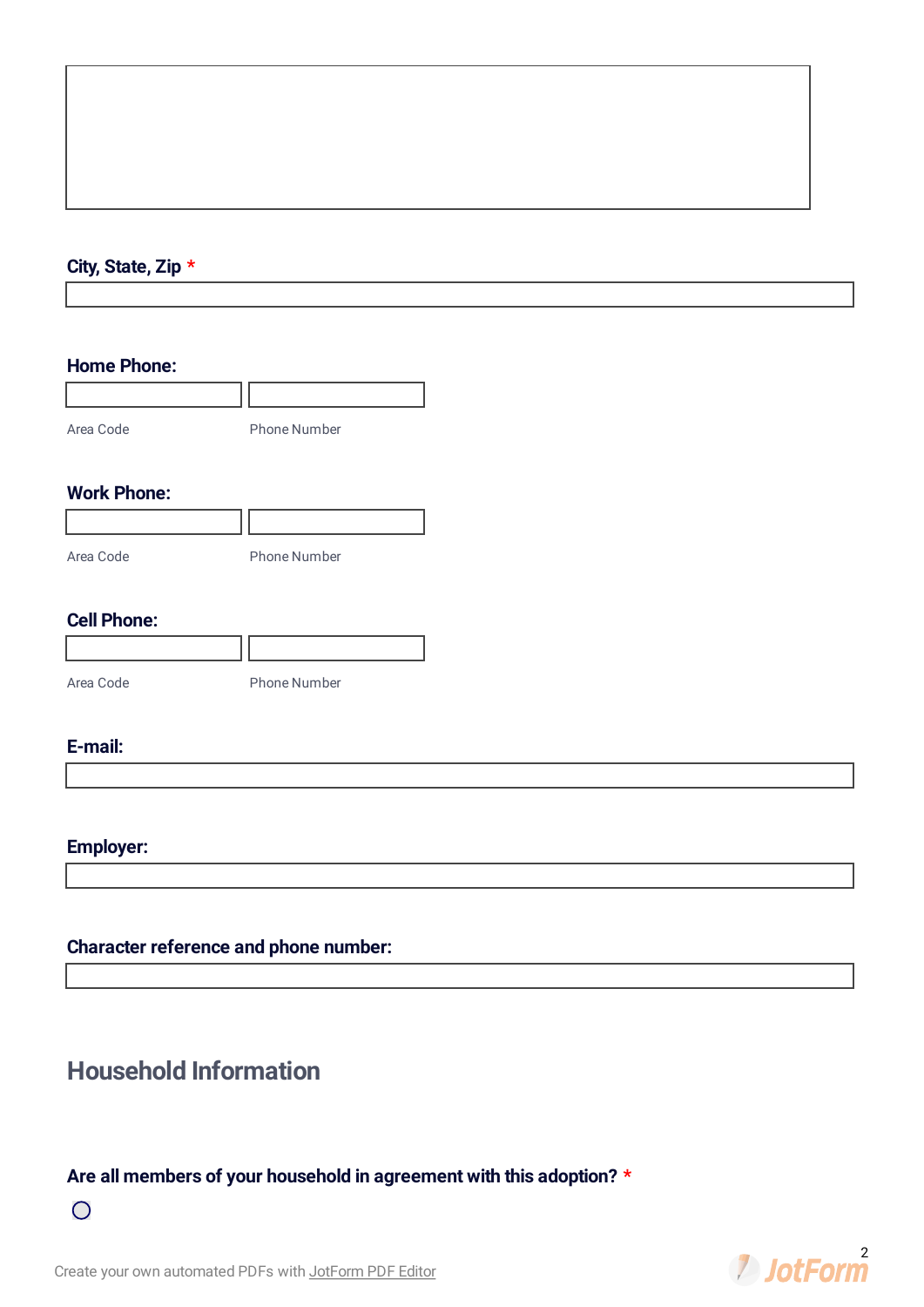City, State, Zip *

Home Phone:

Area Code

Phone Number

Work Phone:

Area Code

Phone Number

Cell Phone:

Area Code

Phone Number

E-mail:

Employer:

Character reference and phone number:

## Household Information

Are all members of your household in agreement with this adoption? *

Create your own automated PDFs with JotForm PDF Editor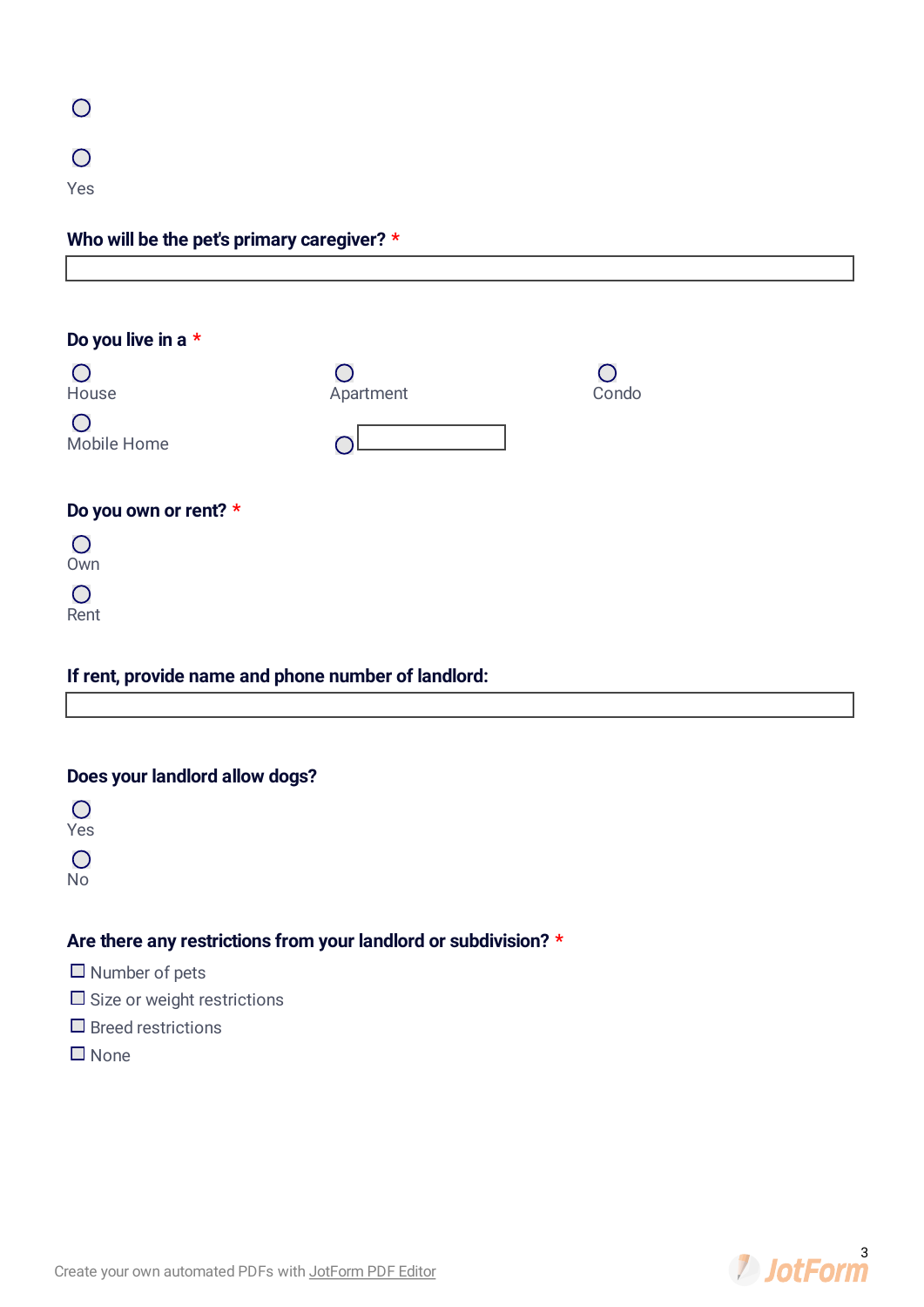- ○
- ○ Yes

**Who will be the pet's primary caregiver? \***

____________________

**Do you live in a \***

- ○ House
- ○ Apartment
- ○ Condo
- ○ Mobile Home
- ○ ____________

**Do you own or rent? \***

- ○ Own
- ○ Rent

**If rent, provide name and phone number of landlord:**

____________________

**Does your landlord allow dogs?**

- ○ Yes
- ○ No

**Are there any restrictions from your landlord or subdivision? \***

- ☐ Number of pets
- ☐ Size or weight restrictions
- ☐ Breed restrictions
- ☐ None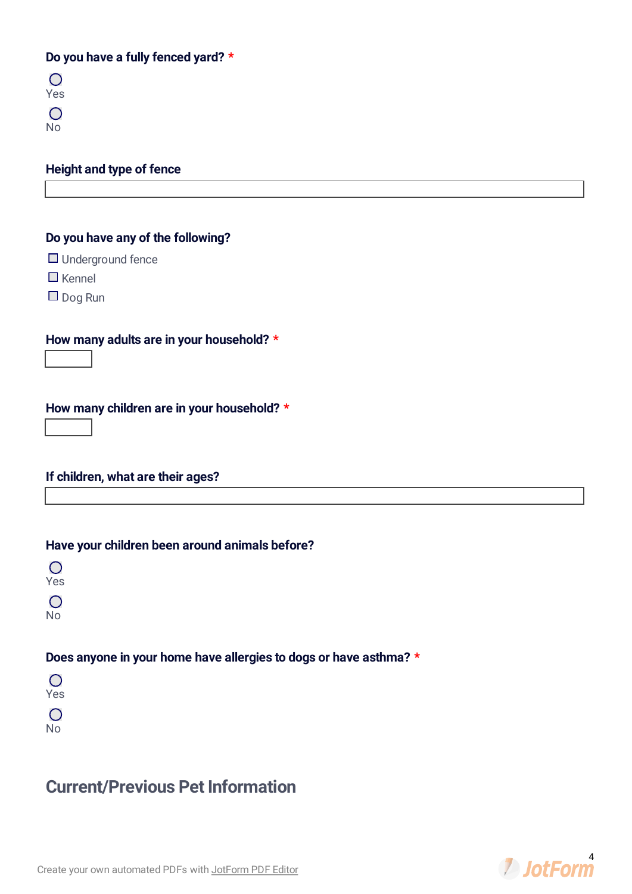**Do you have a fully fenced yard?** *

○ Yes

○ No

**Height and type of fence**

____________________

**Do you have any of the following?**

☐ Underground fence
☐ Kennel
☐ Dog Run

**How many adults are in your household?** *

____

**How many children are in your household?** *

____

**If children, what are their ages?**

____________________

**Have your children been around animals before?**

○ Yes

○ No

**Does anyone in your home have allergies to dogs or have asthma?** *

○ Yes

○ No

## Current/Previous Pet Information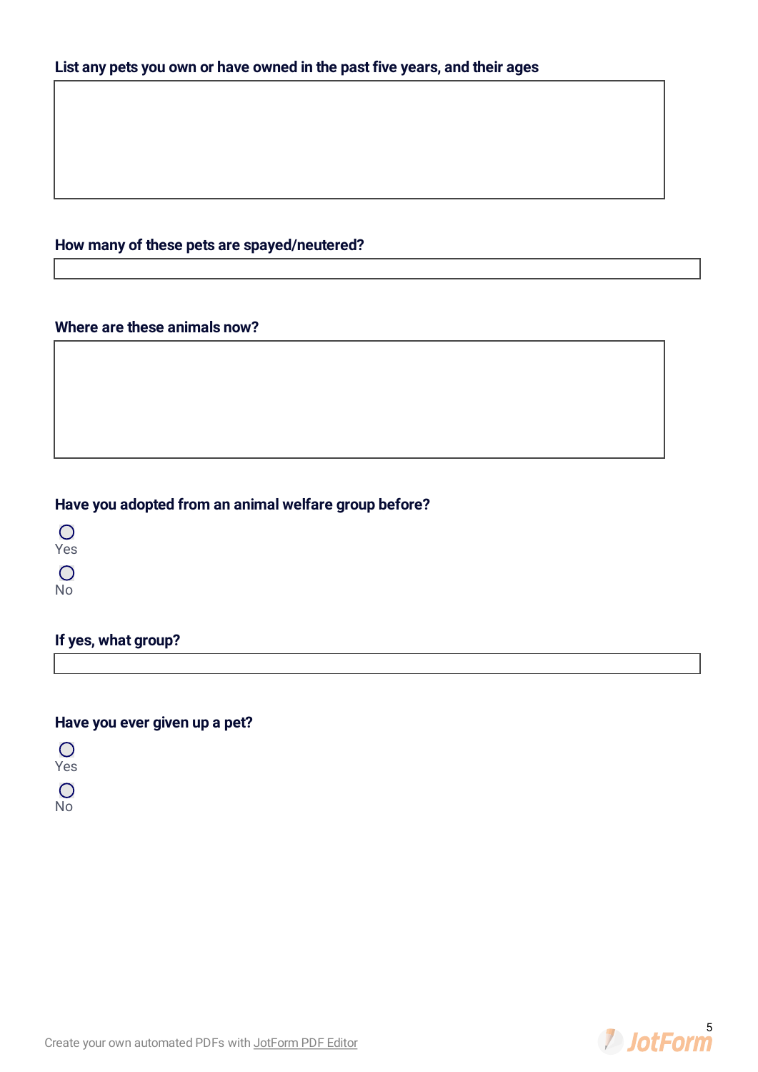**List any pets you own or have owned in the past five years, and their ages**

**How many of these pets are spayed/neutered?**

**Where are these animals now?**

**Have you adopted from an animal welfare group before?**

- ○ Yes
- ○ No

**If yes, what group?**

**Have you ever given up a pet?**

- ○ Yes
- ○ No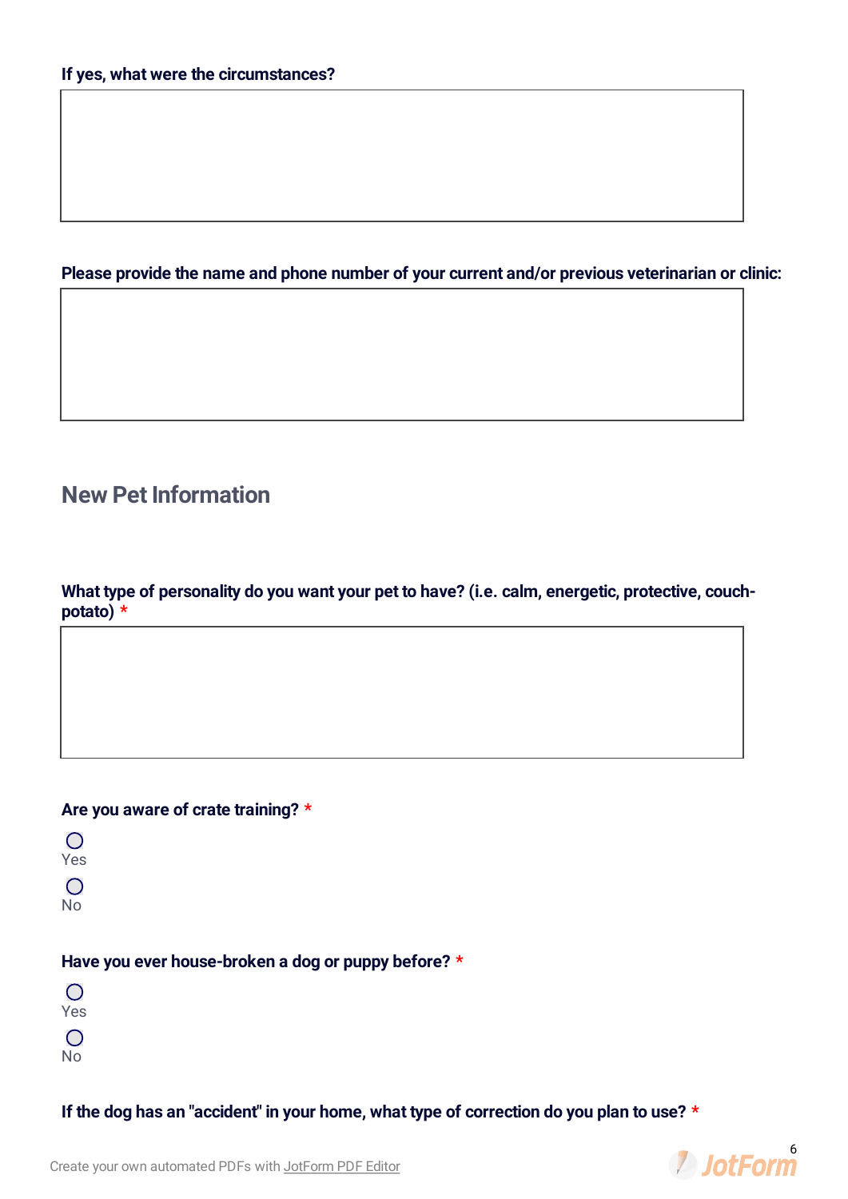**If yes, what were the circumstances?**

**Please provide the name and phone number of your current and/or previous veterinarian or clinic:**

## New Pet Information

**What type of personality do you want your pet to have? (i.e. calm, energetic, protective, couch-potato) ***

**Are you aware of crate training? ***

- ○ Yes
- ○ No

**Have you ever house-broken a dog or puppy before? ***

- ○ Yes
- ○ No

**If the dog has an "accident" in your home, what type of correction do you plan to use? ***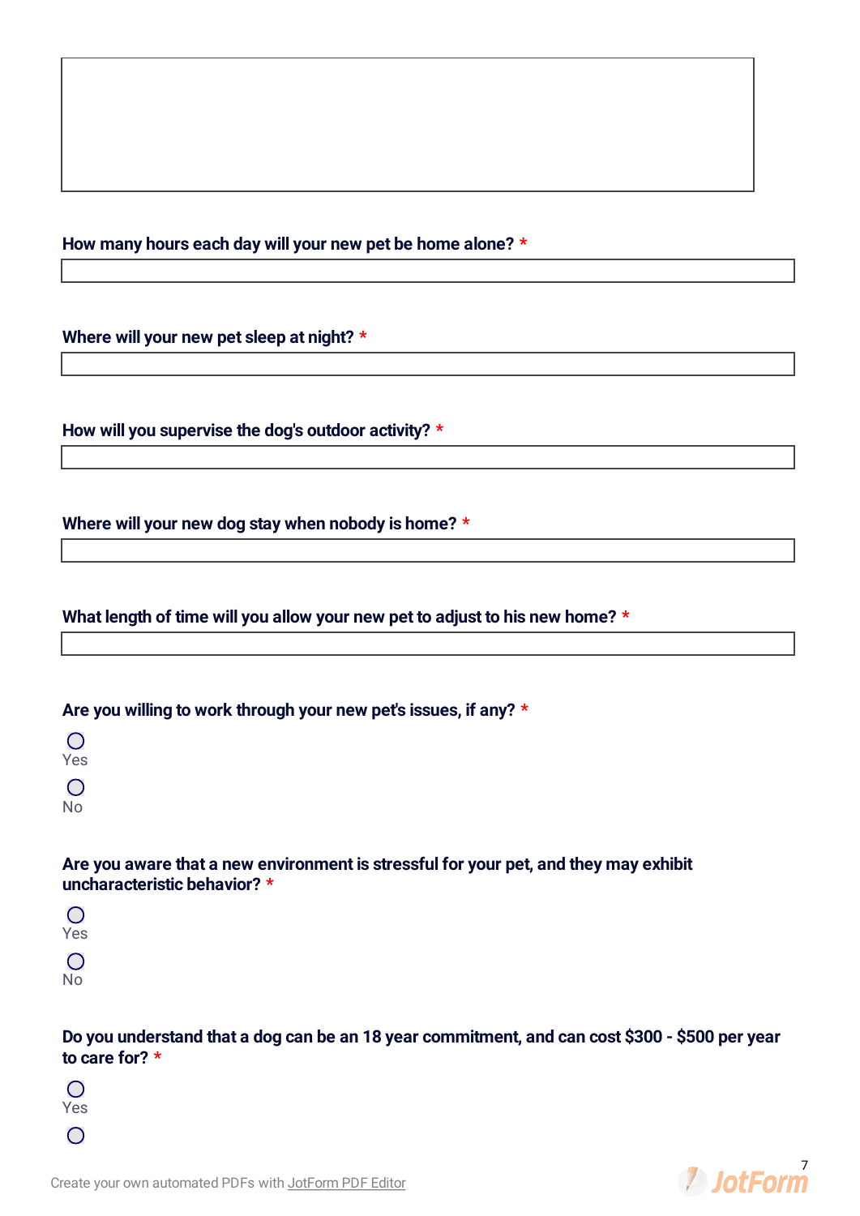**How many hours each day will your new pet be home alone?** *

**Where will your new pet sleep at night?** *

**How will you supervise the dog's outdoor activity?** *

**Where will your new dog stay when nobody is home?** *

**What length of time will you allow your new pet to adjust to his new home?** *

**Are you willing to work through your new pet's issues, if any?** *

- Yes
- No

**Are you aware that a new environment is stressful for your pet, and they may exhibit uncharacteristic behavior?** *

- Yes
- No

**Do you understand that a dog can be an 18 year commitment, and can cost $300 - $500 per year to care for?** *

- Yes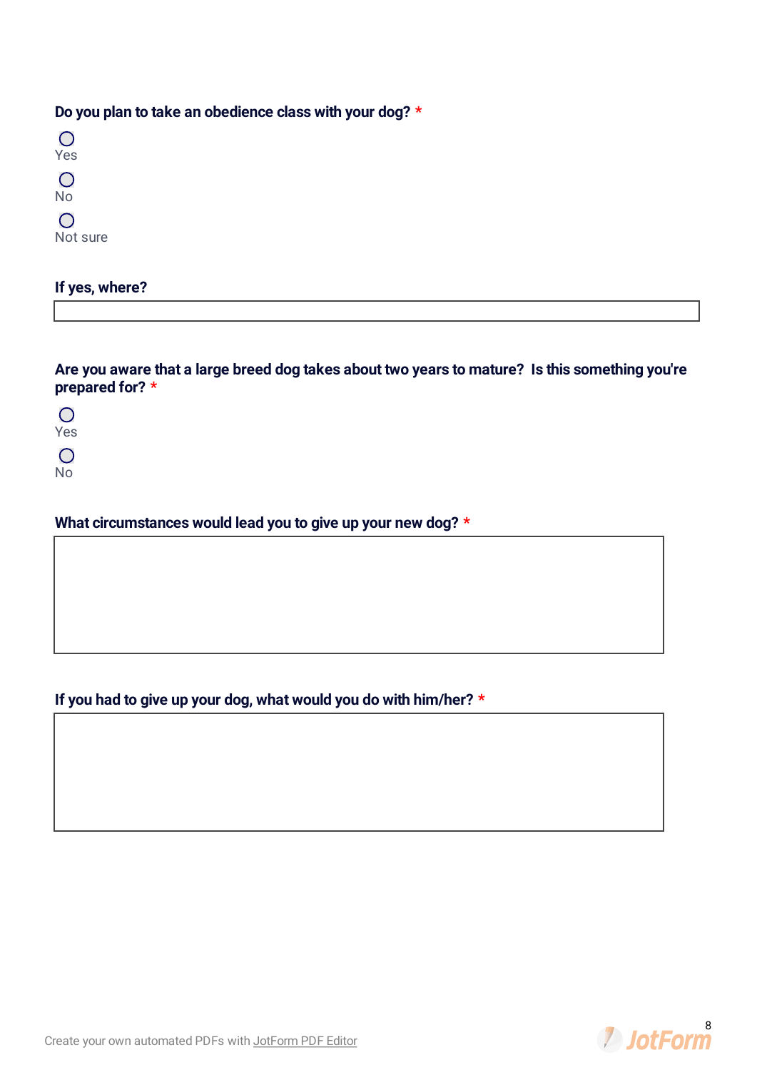**Do you plan to take an obedience class with your dog?** *

- ○ Yes
- ○ No
- ○ Not sure

**If yes, where?**

**Are you aware that a large breed dog takes about two years to mature? Is this something you're prepared for?** *

- ○ Yes
- ○ No

**What circumstances would lead you to give up your new dog?** *

**If you had to give up your dog, what would you do with him/her?** *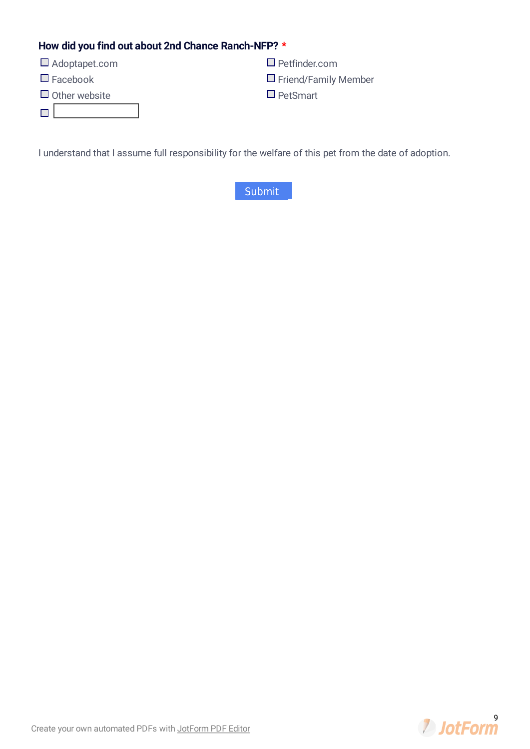**How did you find out about 2nd Chance Ranch-NFP? \***

- ☐ Adoptapet.com
- ☐ Facebook
- ☐ Other website
- ☐ Petfinder.com
- ☐ Friend/Family Member
- ☐ PetSmart
- ☐ ____________

I understand that I assume full responsibility for the welfare of this pet from the date of adoption.

Submit

Create your own automated PDFs with JotForm PDF Editor